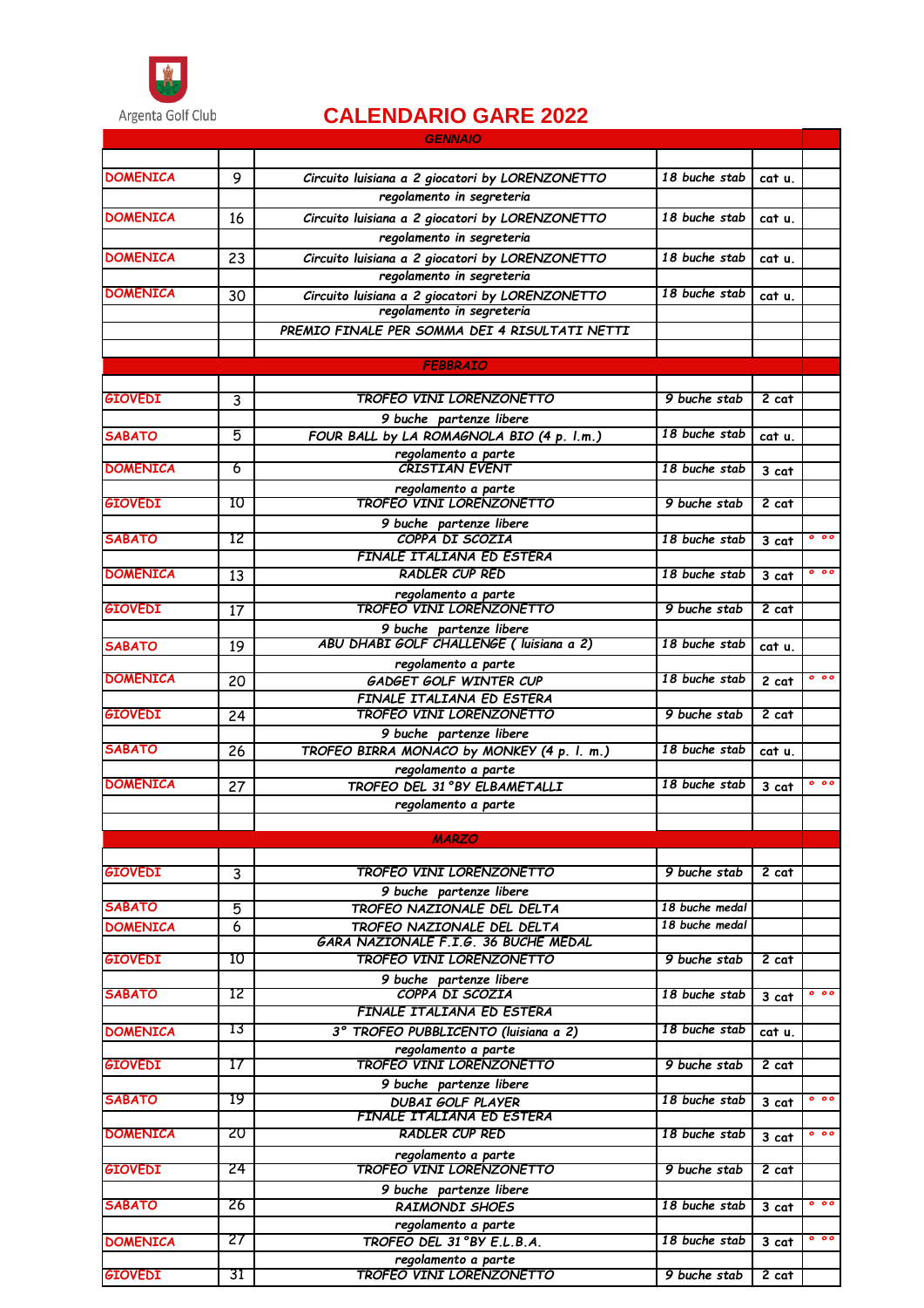Argenta Golf Club

# CALENDARIO GARE 2022

| | | | | | |
|---|---|---|---|---|---|
| | | GENNAIO | | | |
| | | | | | |
| DOMENICA | 9 | Circuito luisiana a 2 giocatori by LORENZONETTO | 18 buche stab | cat u. | |
| | | regolamento in segreteria | | | |
| DOMENICA | 16 | Circuito luisiana a 2 giocatori by LORENZONETTO | 18 buche stab | cat u. | |
| | | regolamento in segreteria | | | |
| DOMENICA | 23 | Circuito luisiana a 2 giocatori by LORENZONETTO | 18 buche stab | cat u. | |
| | | regolamento in segreteria | | | |
| DOMENICA | 30 | Circuito luisiana a 2 giocatori by LORENZONETTO | 18 buche stab | cat u. | |
| | | regolamento in segreteria | | | |
| | | PREMIO FINALE PER SOMMA DEI 4 RISULTATI NETTI | | | |
| | | | | | |
| | | FEBBRAIO | | | |
| | | | | | |
| GIOVEDI | 3 | TROFEO VINI LORENZONETTO | 9 buche stab | 2 cat | |
| | | 9 buche partenze libere | | | |
| SABATO | 5 | FOUR BALL by LA ROMAGNOLA BIO (4 p. l.m.) | 18 buche stab | cat u. | |
| | | regolamento a parte | | | |
| DOMENICA | 6 | CRISTIAN EVENT | 18 buche stab | 3 cat | |
| | | regolamento a parte | | | |
| GIOVEDI | 10 | TROFEO VINI LORENZONETTO | 9 buche stab | 2 cat | |
| | | 9 buche partenze libere | | | |
| SABATO | 12 | COPPA DI SCOZIA | 18 buche stab | 3 cat | ° °° |
| | | FINALE ITALIANA ED ESTERA | | | |
| DOMENICA | 13 | RADLER CUP RED | 18 buche stab | 3 cat | ° °° |
| | | regolamento a parte | | | |
| GIOVEDI | 17 | TROFEO VINI LORENZONETTO | 9 buche stab | 2 cat | |
| | | 9 buche partenze libere | | | |
| SABATO | 19 | ABU DHABI GOLF CHALLENGE ( luisiana a 2) | 18 buche stab | cat u. | |
| | | regolamento a parte | | | |
| DOMENICA | 20 | GADGET GOLF WINTER CUP | 18 buche stab | 2 cat | ° °° |
| | | FINALE ITALIANA ED ESTERA | | | |
| GIOVEDI | 24 | TROFEO VINI LORENZONETTO | 9 buche stab | 2 cat | |
| | | 9 buche partenze libere | | | |
| SABATO | 26 | TROFEO BIRRA MONACO by MONKEY (4 p. l. m.) | 18 buche stab | cat u. | |
| | | regolamento a parte | | | |
| DOMENICA | 27 | TROFEO DEL 31°BY ELBAMETALLI | 18 buche stab | 3 cat | ° °° |
| | | regolamento a parte | | | |
| | | | | | |
| | | MARZO | | | |
| | | | | | |
| GIOVEDI | 3 | TROFEO VINI LORENZONETTO | 9 buche stab | 2 cat | |
| | | 9 buche partenze libere | | | |
| SABATO | 5 | TROFEO NAZIONALE DEL DELTA | 18 buche medal | | |
| DOMENICA | 6 | TROFEO NAZIONALE DEL DELTA | 18 buche medal | | |
| | | GARA NAZIONALE F.I.G. 36 BUCHE MEDAL | | | |
| GIOVEDI | 10 | TROFEO VINI LORENZONETTO | 9 buche stab | 2 cat | |
| | | 9 buche partenze libere | | | |
| SABATO | 12 | COPPA DI SCOZIA | 18 buche stab | 3 cat | ° °° |
| | | FINALE ITALIANA ED ESTERA | | | |
| DOMENICA | 13 | 3° TROFEO PUBBLICENTO (luisiana a 2) | 18 buche stab | cat u. | |
| | | regolamento a parte | | | |
| GIOVEDI | 17 | TROFEO VINI LORENZONETTO | 9 buche stab | 2 cat | |
| | | 9 buche partenze libere | | | |
| SABATO | 19 | DUBAI GOLF PLAYER | 18 buche stab | 3 cat | ° °° |
| | | FINALE ITALIANA ED ESTERA | | | |
| DOMENICA | 20 | RADLER CUP RED | 18 buche stab | 3 cat | ° °° |
| | | regolamento a parte | | | |
| GIOVEDI | 24 | TROFEO VINI LORENZONETTO | 9 buche stab | 2 cat | |
| | | 9 buche partenze libere | | | |
| SABATO | 26 | RAIMONDI SHOES | 18 buche stab | 3 cat | ° °° |
| | | regolamento a parte | | | |
| DOMENICA | 27 | TROFEO DEL 31°BY E.L.B.A. | 18 buche stab | 3 cat | ° °° |
| | | regolamento a parte | | | |
| GIOVEDI | 31 | TROFEO VINI LORENZONETTO | 9 buche stab | 2 cat | |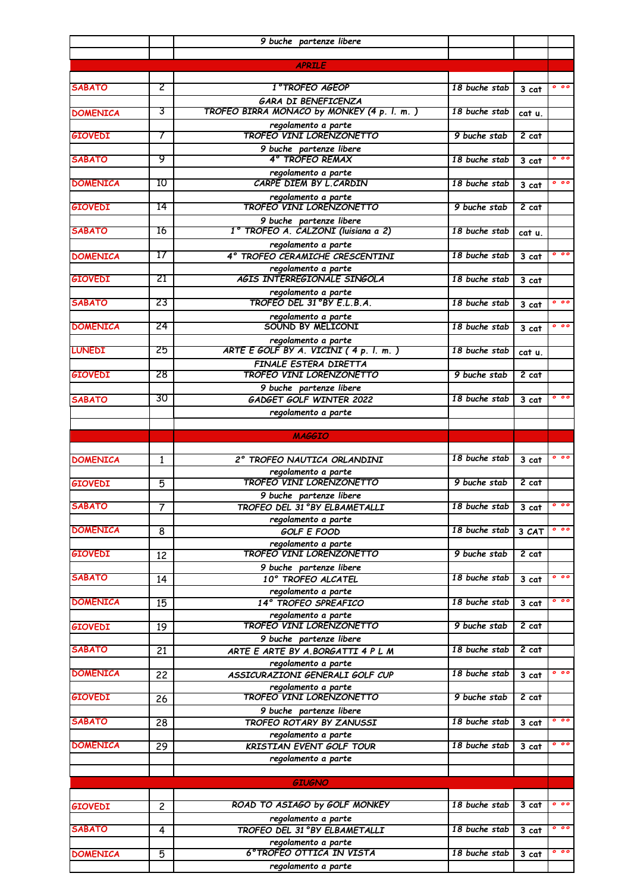| | | | | | |
|---|---|---|---|---|---|
| | | 9 buche partenze libere | | | |
| | | | | | |
| | | APRILE | | | |
| | | | | | |
| SABATO | 2 | 1°TROFEO AGEOP | 18 buche stab | 3 cat | ° °° |
| | | GARA DI BENEFICENZA | | | |
| DOMENICA | 3 | TROFEO BIRRA MONACO by MONKEY (4 p. l. m. ) | 18 buche stab | cat u. | |
| | | regolamento a parte | | | |
| GIOVEDI | 7 | TROFEO VINI LORENZONETTO | 9 buche stab | 2 cat | |
| | | 9 buche partenze libere | | | |
| SABATO | 9 | 4° TROFEO REMAX | 18 buche stab | 3 cat | ° °° |
| | | regolamento a parte | | | |
| DOMENICA | 10 | CARPE DIEM BY L.CARDIN | 18 buche stab | 3 cat | ° °° |
| | | regolamento a parte | | | |
| GIOVEDI | 14 | TROFEO VINI LORENZONETTO | 9 buche stab | 2 cat | |
| | | 9 buche partenze libere | | | |
| SABATO | 16 | 1° TROFEO A. CALZONI (luisiana a 2) | 18 buche stab | cat u. | |
| | | regolamento a parte | | | |
| DOMENICA | 17 | 4° TROFEO CERAMICHE CRESCENTINI | 18 buche stab | 3 cat | ° °° |
| | | regolamento a parte | | | |
| GIOVEDI | 21 | AGIS INTERREGIONALE SINGOLA | 18 buche stab | 3 cat | |
| | | regolamento a parte | | | |
| SABATO | 23 | TROFEO DEL 31°BY E.L.B.A. | 18 buche stab | 3 cat | ° °° |
| | | regolamento a parte | | | |
| DOMENICA | 24 | SOUND BY MELICONI | 18 buche stab | 3 cat | ° °° |
| | | regolamento a parte | | | |
| LUNEDI | 25 | ARTE E GOLF BY A. VICINI ( 4 p. l. m. ) | 18 buche stab | cat u. | |
| | | FINALE ESTERA DIRETTA | | | |
| GIOVEDI | 28 | TROFEO VINI LORENZONETTO | 9 buche stab | 2 cat | |
| | | 9 buche partenze libere | | | |
| SABATO | 30 | GADGET GOLF WINTER 2022 | 18 buche stab | 3 cat | ° °° |
| | | regolamento a parte | | | |
| | | | | | |
| | | MAGGIO | | | |
| | | | | | |
| DOMENICA | 1 | 2° TROFEO NAUTICA ORLANDINI | 18 buche stab | 3 cat | ° °° |
| | | regolamento a parte | | | |
| GIOVEDI | 5 | TROFEO VINI LORENZONETTO | 9 buche stab | 2 cat | |
| | | 9 buche partenze libere | | | |
| SABATO | 7 | TROFEO DEL 31°BY ELBAMETALLI | 18 buche stab | 3 cat | ° °° |
| | | regolamento a parte | | | |
| DOMENICA | 8 | GOLF E FOOD | 18 buche stab | 3 CAT | ° °° |
| | | regolamento a parte | | | |
| GIOVEDI | 12 | TROFEO VINI LORENZONETTO | 9 buche stab | 2 cat | |
| | | 9 buche partenze libere | | | |
| SABATO | 14 | 10° TROFEO ALCATEL | 18 buche stab | 3 cat | ° °° |
| | | regolamento a parte | | | |
| DOMENICA | 15 | 14° TROFEO SPREAFICO | 18 buche stab | 3 cat | ° °° |
| | | regolamento a parte | | | |
| GIOVEDI | 19 | TROFEO VINI LORENZONETTO | 9 buche stab | 2 cat | |
| | | 9 buche partenze libere | | | |
| SABATO | 21 | ARTE E ARTE BY A.BORGATTI 4 P L M | 18 buche stab | 2 cat | |
| | | regolamento a parte | | | |
| DOMENICA | 22 | ASSICURAZIONI GENERALI GOLF CUP | 18 buche stab | 3 cat | ° °° |
| | | regolamento a parte | | | |
| GIOVEDI | 26 | TROFEO VINI LORENZONETTO | 9 buche stab | 2 cat | |
| | | 9 buche partenze libere | | | |
| SABATO | 28 | TROFEO ROTARY BY ZANUSSI | 18 buche stab | 3 cat | ° °° |
| | | regolamento a parte | | | |
| DOMENICA | 29 | KRISTIAN EVENT GOLF TOUR | 18 buche stab | 3 cat | ° °° |
| | | regolamento a parte | | | |
| | | | | | |
| | | GIUGNO | | | |
| | | | | | |
| GIOVEDI | 2 | ROAD TO ASIAGO by GOLF MONKEY | 18 buche stab | 3 cat | ° °° |
| | | regolamento a parte | | | |
| SABATO | 4 | TROFEO DEL 31°BY ELBAMETALLI | 18 buche stab | 3 cat | ° °° |
| | | regolamento a parte | | | |
| DOMENICA | 5 | 6°TROFEO OTTICA IN VISTA | 18 buche stab | 3 cat | ° °° |
| | | regolamento a parte | | | |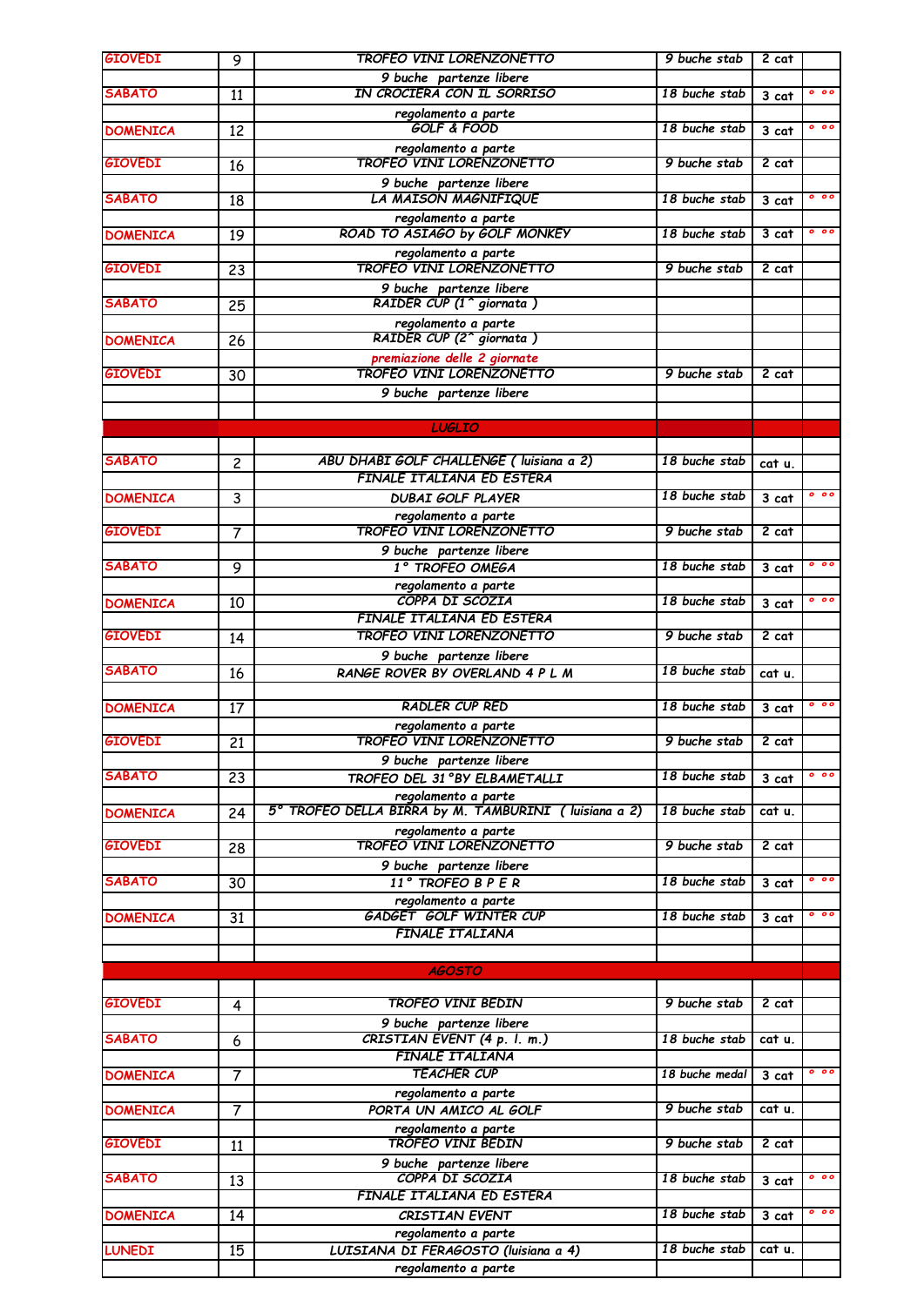| | | | | | |
|---|---|---|---|---|---|
| GIOVEDI | 9 | TROFEO VINI LORENZONETTO | 9 buche stab | 2 cat | |
| | | 9 buche partenze libere | | | |
| SABATO | 11 | IN CROCIERA CON IL SORRISO | 18 buche stab | 3 cat | ° °° |
| | | regolamento a parte | | | |
| DOMENICA | 12 | GOLF & FOOD | 18 buche stab | 3 cat | ° °° |
| | | regolamento a parte | | | |
| GIOVEDI | 16 | TROFEO VINI LORENZONETTO | 9 buche stab | 2 cat | |
| | | 9 buche partenze libere | | | |
| SABATO | 18 | LA MAISON MAGNIFIQUE | 18 buche stab | 3 cat | ° °° |
| | | regolamento a parte | | | |
| DOMENICA | 19 | ROAD TO ASIAGO by GOLF MONKEY | 18 buche stab | 3 cat | ° °° |
| | | regolamento a parte | | | |
| GIOVEDI | 23 | TROFEO VINI LORENZONETTO | 9 buche stab | 2 cat | |
| | | 9 buche partenze libere | | | |
| SABATO | 25 | RAIDER CUP (1^ giornata ) | | | |
| | | regolamento a parte | | | |
| DOMENICA | 26 | RAIDER CUP (2^ giornata ) | | | |
| | | premiazione delle 2 giornate | | | |
| GIOVEDI | 30 | TROFEO VINI LORENZONETTO | 9 buche stab | 2 cat | |
| | | 9 buche partenze libere | | | |
| | | | | | |
| | | LUGLIO | | | |
| | | | | | |
| SABATO | 2 | ABU DHABI GOLF CHALLENGE ( luisiana a 2) | 18 buche stab | cat u. | |
| | | FINALE ITALIANA ED ESTERA | | | |
| DOMENICA | 3 | DUBAI GOLF PLAYER | 18 buche stab | 3 cat | ° °° |
| | | regolamento a parte | | | |
| GIOVEDI | 7 | TROFEO VINI LORENZONETTO | 9 buche stab | 2 cat | |
| | | 9 buche partenze libere | | | |
| SABATO | 9 | 1° TROFEO OMEGA | 18 buche stab | 3 cat | ° °° |
| | | regolamento a parte | | | |
| DOMENICA | 10 | COPPA DI SCOZIA | 18 buche stab | 3 cat | ° °° |
| | | FINALE ITALIANA ED ESTERA | | | |
| GIOVEDI | 14 | TROFEO VINI LORENZONETTO | 9 buche stab | 2 cat | |
| | | 9 buche partenze libere | | | |
| SABATO | 16 | RANGE ROVER BY OVERLAND 4 P L M | 18 buche stab | cat u. | |
| | | | | | |
| DOMENICA | 17 | RADLER CUP RED | 18 buche stab | 3 cat | ° °° |
| | | regolamento a parte | | | |
| GIOVEDI | 21 | TROFEO VINI LORENZONETTO | 9 buche stab | 2 cat | |
| | | 9 buche partenze libere | | | |
| SABATO | 23 | TROFEO DEL 31°BY ELBAMETALLI | 18 buche stab | 3 cat | ° °° |
| | | regolamento a parte | | | |
| DOMENICA | 24 | 5° TROFEO DELLA BIRRA by M. TAMBURINI ( luisiana a 2) | 18 buche stab | cat u. | |
| | | regolamento a parte | | | |
| GIOVEDI | 28 | TROFEO VINI LORENZONETTO | 9 buche stab | 2 cat | |
| | | 9 buche partenze libere | | | |
| SABATO | 30 | 11° TROFEO B P E R | 18 buche stab | 3 cat | ° °° |
| | | regolamento a parte | | | |
| DOMENICA | 31 | GADGET GOLF WINTER CUP | 18 buche stab | 3 cat | ° °° |
| | | FINALE ITALIANA | | | |
| | | | | | |
| | | AGOSTO | | | |
| | | | | | |
| GIOVEDI | 4 | TROFEO VINI BEDIN | 9 buche stab | 2 cat | |
| | | 9 buche partenze libere | | | |
| SABATO | 6 | CRISTIAN EVENT (4 p. l. m.) | 18 buche stab | cat u. | |
| | | FINALE ITALIANA | | | |
| DOMENICA | 7 | TEACHER CUP | 18 buche medal | 3 cat | ° °° |
| | | regolamento a parte | | | |
| DOMENICA | 7 | PORTA UN AMICO AL GOLF | 9 buche stab | cat u. | |
| | | regolamento a parte | | | |
| GIOVEDI | 11 | TROFEO VINI BEDIN | 9 buche stab | 2 cat | |
| | | 9 buche partenze libere | | | |
| SABATO | 13 | COPPA DI SCOZIA | 18 buche stab | 3 cat | ° °° |
| | | FINALE ITALIANA ED ESTERA | | | |
| DOMENICA | 14 | CRISTIAN EVENT | 18 buche stab | 3 cat | ° °° |
| | | regolamento a parte | | | |
| LUNEDI | 15 | LUISIANA DI FERAGOSTO (luisiana a 4) | 18 buche stab | cat u. | |
| | | regolamento a parte | | | |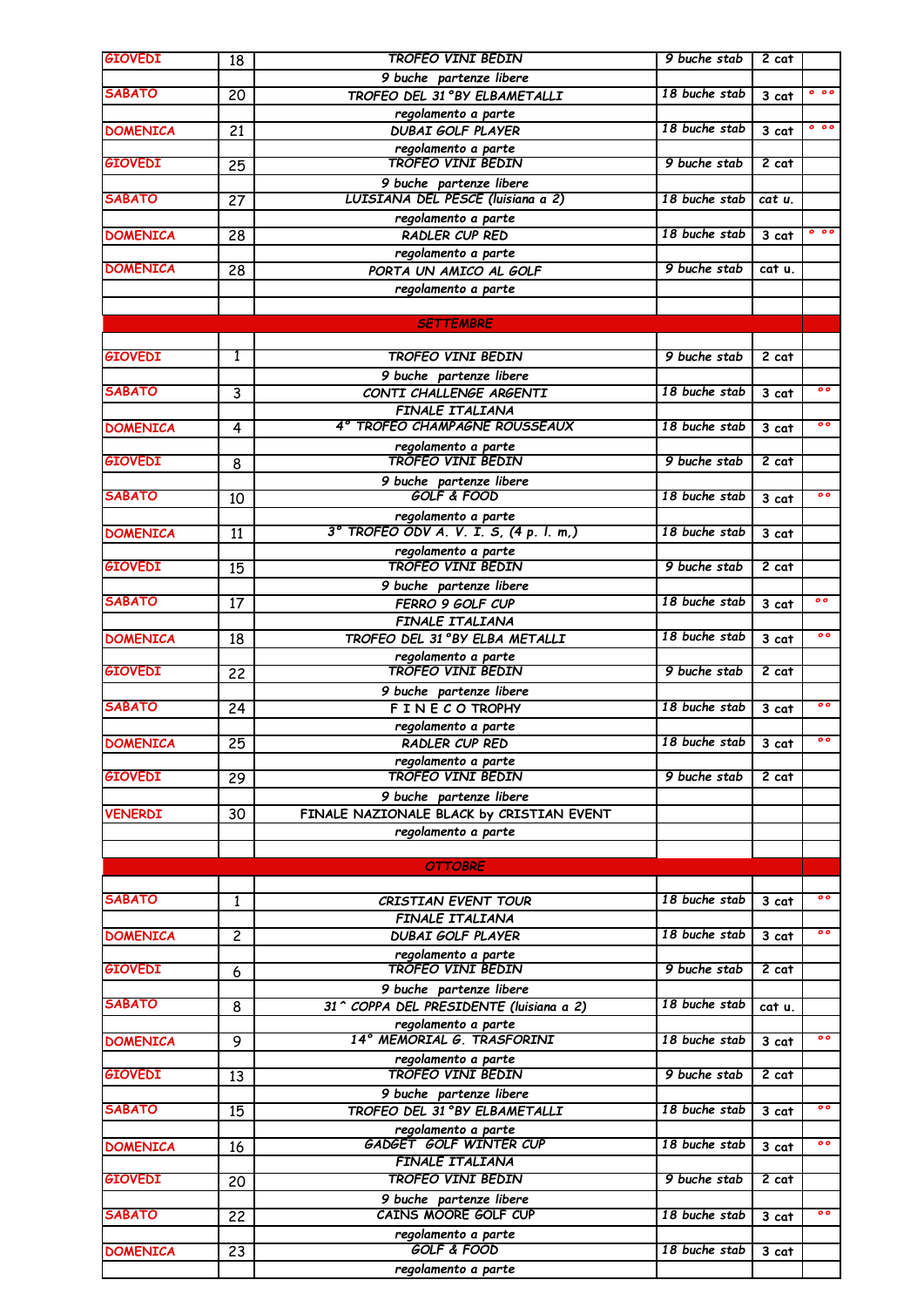| | | | | | |
|---|---|---|---|---|---|
| GIOVEDI | 18 | TROFEO VINI BEDIN | 9 buche stab | 2 cat | |
| | | 9 buche partenze libere | | | |
| SABATO | 20 | TROFEO DEL 31°BY ELBAMETALLI | 18 buche stab | 3 cat | ° °° |
| | | regolamento a parte | | | |
| DOMENICA | 21 | DUBAI GOLF PLAYER | 18 buche stab | 3 cat | ° °° |
| | | regolamento a parte | | | |
| GIOVEDI | 25 | TROFEO VINI BEDIN | 9 buche stab | 2 cat | |
| | | 9 buche partenze libere | | | |
| SABATO | 27 | LUISIANA DEL PESCE (luisiana a 2) | 18 buche stab | cat u. | |
| | | regolamento a parte | | | |
| DOMENICA | 28 | RADLER CUP RED | 18 buche stab | 3 cat | ° °° |
| | | regolamento a parte | | | |
| DOMENICA | 28 | PORTA UN AMICO AL GOLF | 9 buche stab | cat u. | |
| | | regolamento a parte | | | |
| | | | | | |
| | | SETTEMBRE | | | |
| | | | | | |
| GIOVEDI | 1 | TROFEO VINI BEDIN | 9 buche stab | 2 cat | |
| | | 9 buche partenze libere | | | |
| SABATO | 3 | CONTI CHALLENGE ARGENTI | 18 buche stab | 3 cat | °° |
| | | FINALE ITALIANA | | | |
| DOMENICA | 4 | 4° TROFEO CHAMPAGNE ROUSSEAUX | 18 buche stab | 3 cat | °° |
| | | regolamento a parte | | | |
| GIOVEDI | 8 | TROFEO VINI BEDIN | 9 buche stab | 2 cat | |
| | | 9 buche partenze libere | | | |
| SABATO | 10 | GOLF & FOOD | 18 buche stab | 3 cat | °° |
| | | regolamento a parte | | | |
| DOMENICA | 11 | 3° TROFEO ODV A. V. I. S, (4 p. l. m,) | 18 buche stab | 3 cat | |
| | | regolamento a parte | | | |
| GIOVEDI | 15 | TROFEO VINI BEDIN | 9 buche stab | 2 cat | |
| | | 9 buche partenze libere | | | |
| SABATO | 17 | FERRO 9 GOLF CUP | 18 buche stab | 3 cat | °° |
| | | FINALE ITALIANA | | | |
| DOMENICA | 18 | TROFEO DEL 31°BY ELBA METALLI | 18 buche stab | 3 cat | °° |
| | | regolamento a parte | | | |
| GIOVEDI | 22 | TROFEO VINI BEDIN | 9 buche stab | 2 cat | |
| | | 9 buche partenze libere | | | |
| SABATO | 24 | F I N E C O TROPHY | 18 buche stab | 3 cat | °° |
| | | regolamento a parte | | | |
| DOMENICA | 25 | RADLER CUP RED | 18 buche stab | 3 cat | °° |
| | | regolamento a parte | | | |
| GIOVEDI | 29 | TROFEO VINI BEDIN | 9 buche stab | 2 cat | |
| | | 9 buche partenze libere | | | |
| VENERDI | 30 | FINALE NAZIONALE BLACK by CRISTIAN EVENT | | | |
| | | regolamento a parte | | | |
| | | | | | |
| | | OTTOBRE | | | |
| | | | | | |
| SABATO | 1 | CRISTIAN EVENT TOUR | 18 buche stab | 3 cat | °° |
| | | FINALE ITALIANA | | | |
| DOMENICA | 2 | DUBAI GOLF PLAYER | 18 buche stab | 3 cat | °° |
| | | regolamento a parte | | | |
| GIOVEDI | 6 | TROFEO VINI BEDIN | 9 buche stab | 2 cat | |
| | | 9 buche partenze libere | | | |
| SABATO | 8 | 31^ COPPA DEL PRESIDENTE (luisiana a 2) | 18 buche stab | cat u. | |
| | | regolamento a parte | | | |
| DOMENICA | 9 | 14° MEMORIAL G. TRASFORINI | 18 buche stab | 3 cat | °° |
| | | regolamento a parte | | | |
| GIOVEDI | 13 | TROFEO VINI BEDIN | 9 buche stab | 2 cat | |
| | | 9 buche partenze libere | | | |
| SABATO | 15 | TROFEO DEL 31°BY ELBAMETALLI | 18 buche stab | 3 cat | °° |
| | | regolamento a parte | | | |
| DOMENICA | 16 | GADGET GOLF WINTER CUP | 18 buche stab | 3 cat | °° |
| | | FINALE ITALIANA | | | |
| GIOVEDI | 20 | TROFEO VINI BEDIN | 9 buche stab | 2 cat | |
| | | 9 buche partenze libere | | | |
| SABATO | 22 | CAINS MOORE GOLF CUP | 18 buche stab | 3 cat | °° |
| | | regolamento a parte | | | |
| DOMENICA | 23 | GOLF & FOOD | 18 buche stab | 3 cat | |
| | | regolamento a parte | | | |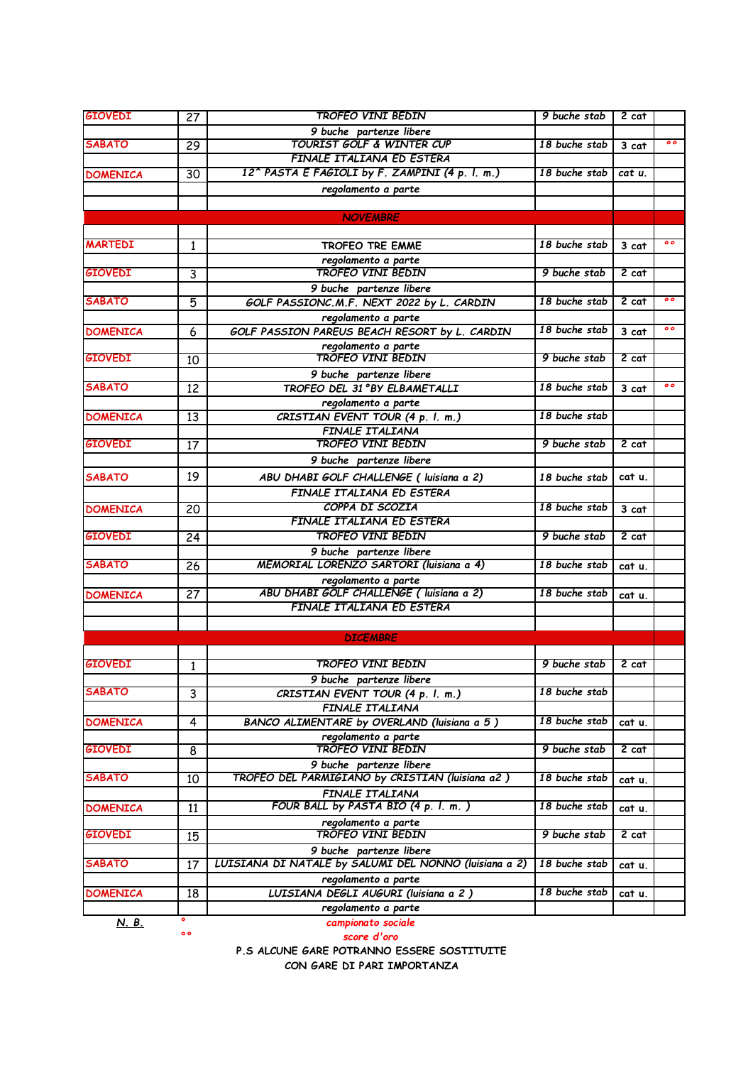| | | | | | |
|---|---|---|---|---|---|
| GIOVEDI | 27 | TROFEO VINI BEDIN | 9 buche stab | 2 cat | |
| | | 9 buche partenze libere | | | |
| SABATO | 29 | TOURIST GOLF & WINTER CUP | 18 buche stab | 3 cat | °° |
| | | FINALE ITALIANA ED ESTERA | | | |
| DOMENICA | 30 | 12^ PASTA E FAGIOLI by F. ZAMPINI (4 p. l. m.) | 18 buche stab | cat u. | |
| | | regolamento a parte | | | |
| | | | | | |
| | | NOVEMBRE | | | |
| | | | | | |
| MARTEDI | 1 | TROFEO TRE EMME | 18 buche stab | 3 cat | °° |
| | | regolamento a parte | | | |
| GIOVEDI | 3 | TROFEO VINI BEDIN | 9 buche stab | 2 cat | |
| | | 9 buche partenze libere | | | |
| SABATO | 5 | GOLF PASSIONC.M.F. NEXT 2022 by L. CARDIN | 18 buche stab | 2 cat | °° |
| | | regolamento a parte | | | |
| DOMENICA | 6 | GOLF PASSION PAREUS BEACH RESORT by L. CARDIN | 18 buche stab | 3 cat | °° |
| | | regolamento a parte | | | |
| GIOVEDI | 10 | TROFEO VINI BEDIN | 9 buche stab | 2 cat | |
| | | 9 buche partenze libere | | | |
| SABATO | 12 | TROFEO DEL 31°BY ELBAMETALLI | 18 buche stab | 3 cat | °° |
| | | regolamento a parte | | | |
| DOMENICA | 13 | CRISTIAN EVENT TOUR (4 p. l. m.) | 18 buche stab | | |
| | | FINALE ITALIANA | | | |
| GIOVEDI | 17 | TROFEO VINI BEDIN | 9 buche stab | 2 cat | |
| | | 9 buche partenze libere | | | |
| SABATO | 19 | ABU DHABI GOLF CHALLENGE ( luisiana a 2) | 18 buche stab | cat u. | |
| | | FINALE ITALIANA ED ESTERA | | | |
| DOMENICA | 20 | COPPA DI SCOZIA | 18 buche stab | 3 cat | |
| | | FINALE ITALIANA ED ESTERA | | | |
| GIOVEDI | 24 | TROFEO VINI BEDIN | 9 buche stab | 2 cat | |
| | | 9 buche partenze libere | | | |
| SABATO | 26 | MEMORIAL LORENZO SARTORI (luisiana a 4) | 18 buche stab | cat u. | |
| | | regolamento a parte | | | |
| DOMENICA | 27 | ABU DHABI GOLF CHALLENGE ( luisiana a 2) | 18 buche stab | cat u. | |
| | | FINALE ITALIANA ED ESTERA | | | |
| | | | | | |
| | | DICEMBRE | | | |
| | | | | | |
| GIOVEDI | 1 | TROFEO VINI BEDIN | 9 buche stab | 2 cat | |
| | | 9 buche partenze libere | | | |
| SABATO | 3 | CRISTIAN EVENT TOUR (4 p. l. m.) | 18 buche stab | | |
| | | FINALE ITALIANA | | | |
| DOMENICA | 4 | BANCO ALIMENTARE by OVERLAND (luisiana a 5 ) | 18 buche stab | cat u. | |
| | | regolamento a parte | | | |
| GIOVEDI | 8 | TROFEO VINI BEDIN | 9 buche stab | 2 cat | |
| | | 9 buche partenze libere | | | |
| SABATO | 10 | TROFEO DEL PARMIGIANO by CRISTIAN (luisiana a2 ) | 18 buche stab | cat u. | |
| | | FINALE ITALIANA | | | |
| DOMENICA | 11 | FOUR BALL by PASTA BIO (4 p. l. m. ) | 18 buche stab | cat u. | |
| | | regolamento a parte | | | |
| GIOVEDI | 15 | TROFEO VINI BEDIN | 9 buche stab | 2 cat | |
| | | 9 buche partenze libere | | | |
| SABATO | 17 | LUISIANA DI NATALE by SALUMI DEL NONNO (luisiana a 2) | 18 buche stab | cat u. | |
| | | regolamento a parte | | | |
| DOMENICA | 18 | LUISIANA DEGLI AUGURI (luisiana a 2 ) | 18 buche stab | cat u. | |
| | | regolamento a parte | | | |

N. B. ° campionato sociale

°° score d'oro

P.S ALCUNE GARE POTRANNO ESSERE SOSTITUITE
CON GARE DI PARI IMPORTANZA